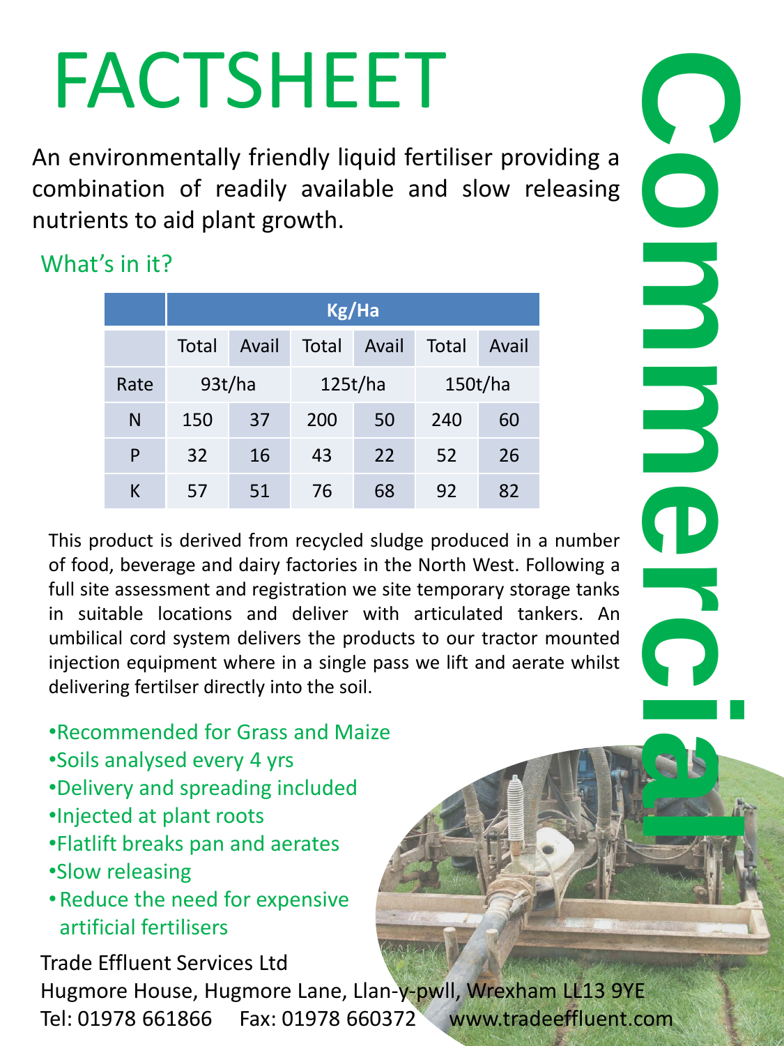# FACTSHEET

## Commercial

An environmentally friendly liquid fertiliser providing a combination of readily available and slow releasing nutrients to aid plant growth.

### What's in it?

| | Kg/Ha | | | | | |
|---|---|---|---|---|---|---|
| | Total | Avail | Total | Avail | Total | Avail |
| Rate | 93t/ha | | 125t/ha | | 150t/ha | |
| N | 150 | 37 | 200 | 50 | 240 | 60 |
| P | 32 | 16 | 43 | 22 | 52 | 26 |
| K | 57 | 51 | 76 | 68 | 92 | 82 |

This product is derived from recycled sludge produced in a number of food, beverage and dairy factories in the North West. Following a full site assessment and registration we site temporary storage tanks in suitable locations and deliver with articulated tankers. An umbilical cord system delivers the products to our tractor mounted injection equipment where in a single pass we lift and aerate whilst delivering fertilser directly into the soil.

- Recommended for Grass and Maize
- Soils analysed every 4 yrs
- Delivery and spreading included
- Injected at plant roots
- Flatlift breaks pan and aerates
- Slow releasing
- Reduce the need for expensive artificial fertilisers

Trade Effluent Services Ltd
Hugmore House, Hugmore Lane, Llan-y-pwll, Wrexham LL13 9YE
Tel: 01978 661866 Fax: 01978 660372 www.tradeeffluent.com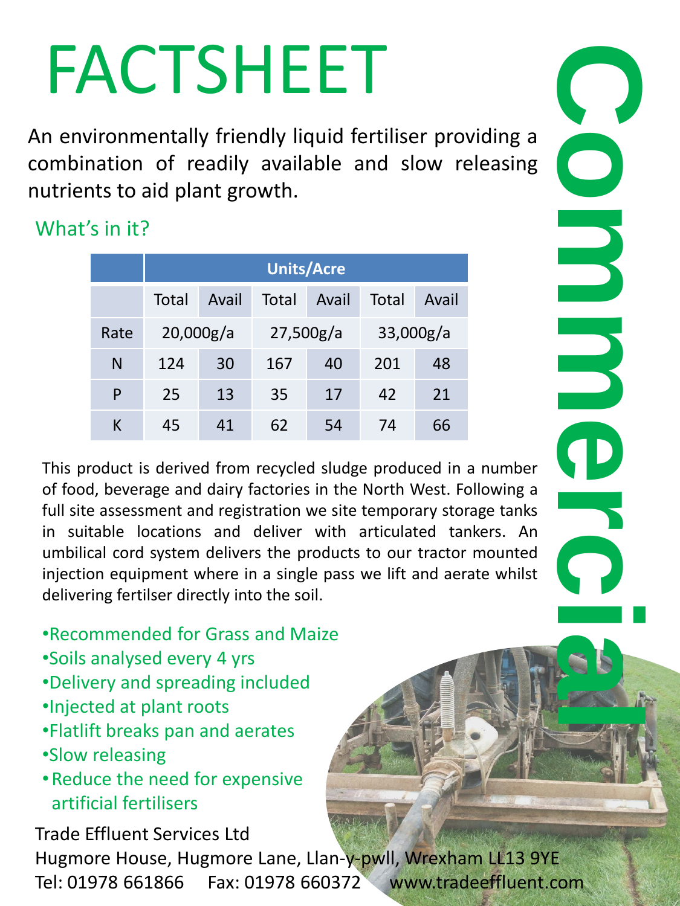# FACTSHEET

**Commercial**

An environmentally friendly liquid fertiliser providing a combination of readily available and slow releasing nutrients to aid plant growth.

## What's in it?

| | Units/Acre | | | | | |
|---|---|---|---|---|---|---|
| | Total | Avail | Total | Avail | Total | Avail |
| Rate | 20,000g/a | | 27,500g/a | | 33,000g/a | |
| N | 124 | 30 | 167 | 40 | 201 | 48 |
| P | 25 | 13 | 35 | 17 | 42 | 21 |
| K | 45 | 41 | 62 | 54 | 74 | 66 |

This product is derived from recycled sludge produced in a number of food, beverage and dairy factories in the North West. Following a full site assessment and registration we site temporary storage tanks in suitable locations and deliver with articulated tankers. An umbilical cord system delivers the products to our tractor mounted injection equipment where in a single pass we lift and aerate whilst delivering fertilser directly into the soil.

- Recommended for Grass and Maize
- Soils analysed every 4 yrs
- Delivery and spreading included
- Injected at plant roots
- Flatlift breaks pan and aerates
- Slow releasing
- Reduce the need for expensive artificial fertilisers

Trade Effluent Services Ltd
Hugmore House, Hugmore Lane, Llan-y-pwll, Wrexham LL13 9YE
Tel: 01978 661866 Fax: 01978 660372 www.tradeeffluent.com